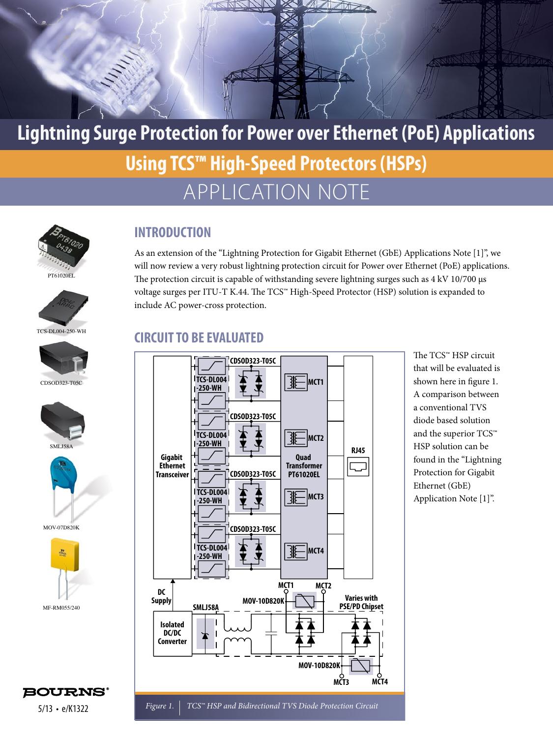# Lightning Surge Protection for Power over Ethernet (PoE) Applications

## Using TCS™ High-Speed Protectors (HSPs)

APPLICATION NOTE

PT61020EL

TCS-DL004-250-WH

CDSOD323-T05C

SMLJ58A

MOV-07D820K

MF-RM055/240

## INTRODUCTION

As an extension of the "Lightning Protection for Gigabit Ethernet (GbE) Applications Note [1]", we will now review a very robust lightning protection circuit for Power over Ethernet (PoE) applications. The protection circuit is capable of withstanding severe lightning surges such as 4 kV 10/700 µs voltage surges per ITU-T K.44. The TCS™ High-Speed Protector (HSP) solution is expanded to include AC power-cross protection.

## CIRCUIT TO BE EVALUATED

The TCS™ HSP circuit that will be evaluated is shown here in figure 1. A comparison between a conventional TVS diode based solution and the superior TCS™ HSP solution can be found in the "Lightning Protection for Gigabit Ethernet (GbE) Application Note [1]".

*Figure 1. TCS™ HSP and Bidirectional TVS Diode Protection Circuit*

5/13 • e/K1322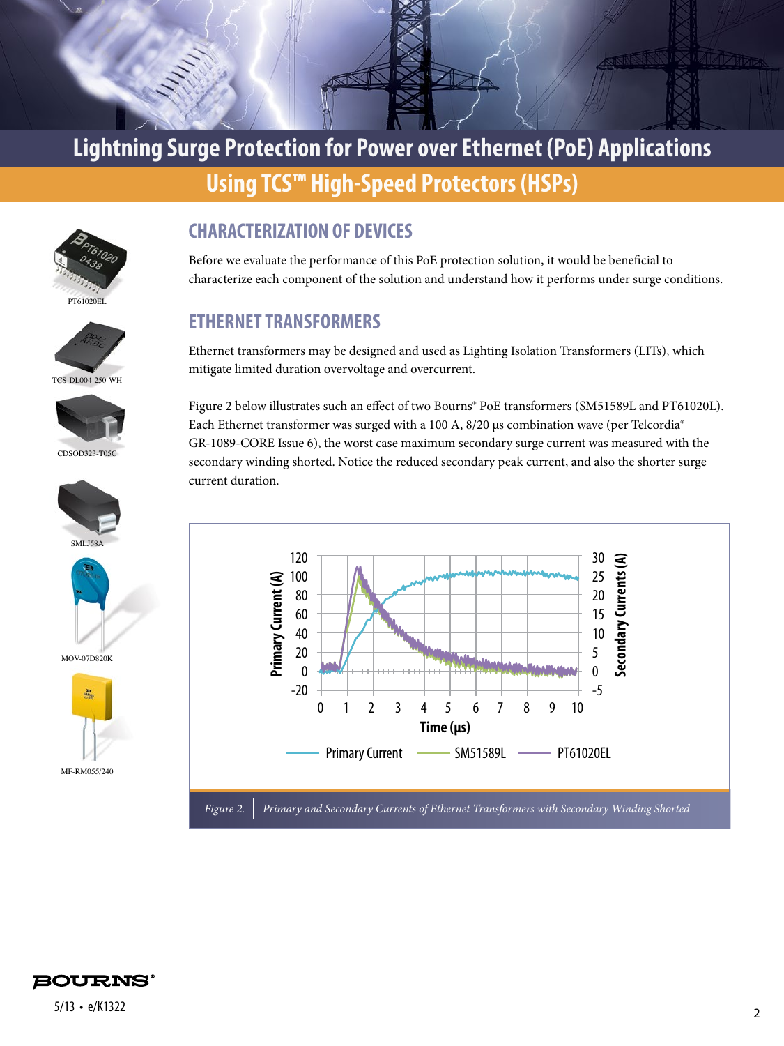# Lightning Surge Protection for Power over Ethernet (PoE) Applications Using TCS™ High-Speed Protectors (HSPs)

## CHARACTERIZATION OF DEVICES

Before we evaluate the performance of this PoE protection solution, it would be beneficial to characterize each component of the solution and understand how it performs under surge conditions.

## ETHERNET TRANSFORMERS

Ethernet transformers may be designed and used as Lighting Isolation Transformers (LITs), which mitigate limited duration overvoltage and overcurrent.

Figure 2 below illustrates such an effect of two Bourns® PoE transformers (SM51589L and PT61020L). Each Ethernet transformer was surged with a 100 A, 8/20 µs combination wave (per Telcordia® GR-1089-CORE Issue 6), the worst case maximum secondary surge current was measured with the secondary winding shorted. Notice the reduced secondary peak current, and also the shorter surge current duration.

*Figure 2. Primary and Secondary Currents of Ethernet Transformers with Secondary Winding Shorted*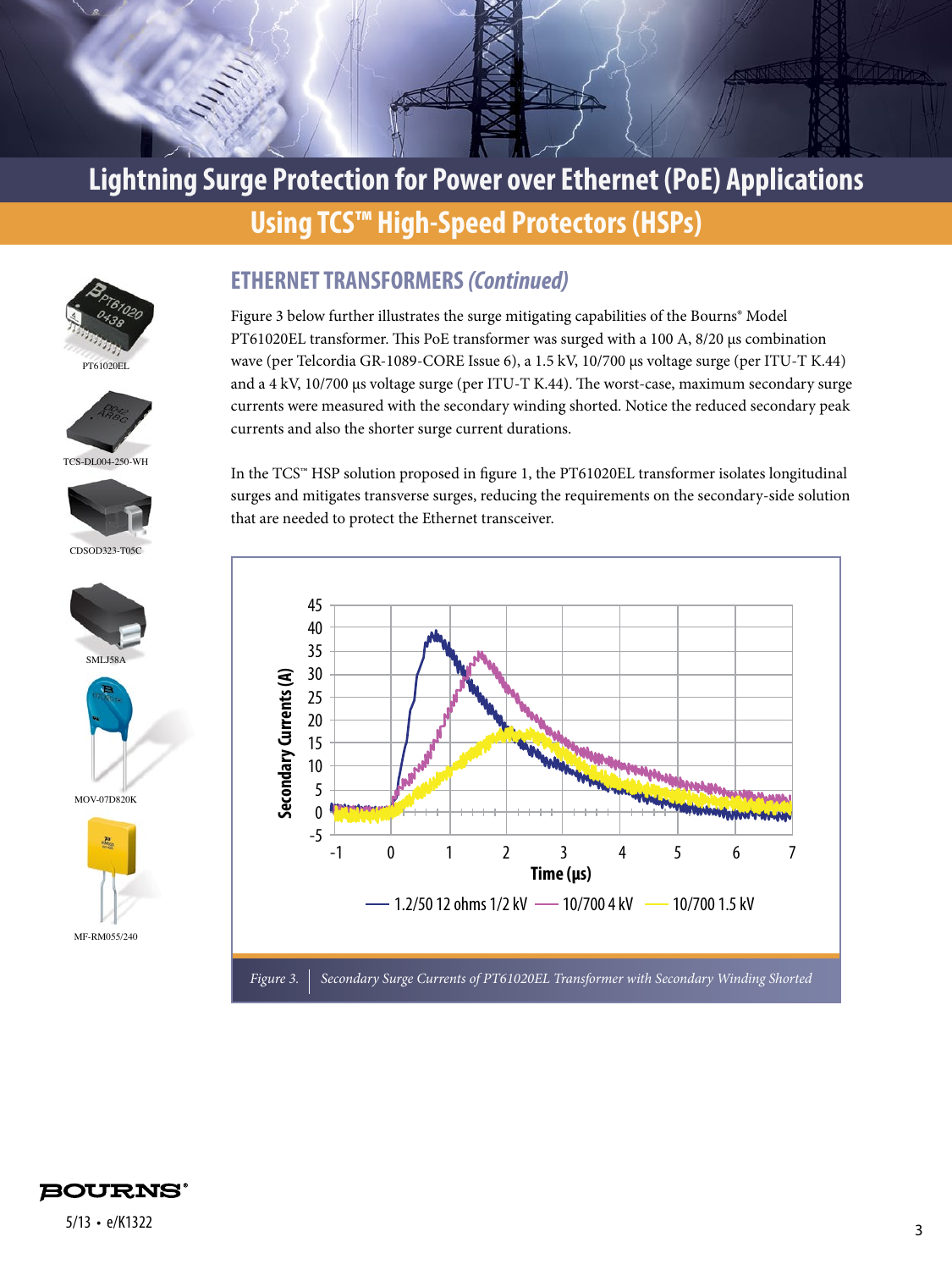## ETHERNET TRANSFORMERS *(Continued)*

Figure 3 below further illustrates the surge mitigating capabilities of the Bourns® Model PT61020EL transformer. This PoE transformer was surged with a 100 A, 8/20 µs combination wave (per Telcordia GR-1089-CORE Issue 6), a 1.5 kV, 10/700 µs voltage surge (per ITU-T K.44) and a 4 kV, 10/700 µs voltage surge (per ITU-T K.44). The worst-case, maximum secondary surge currents were measured with the secondary winding shorted. Notice the reduced secondary peak currents and also the shorter surge current durations.

In the TCS™ HSP solution proposed in figure 1, the PT61020EL transformer isolates longitudinal surges and mitigates transverse surges, reducing the requirements on the secondary-side solution that are needed to protect the Ethernet transceiver.

*Figure 3. Secondary Surge Currents of PT61020EL Transformer with Secondary Winding Shorted*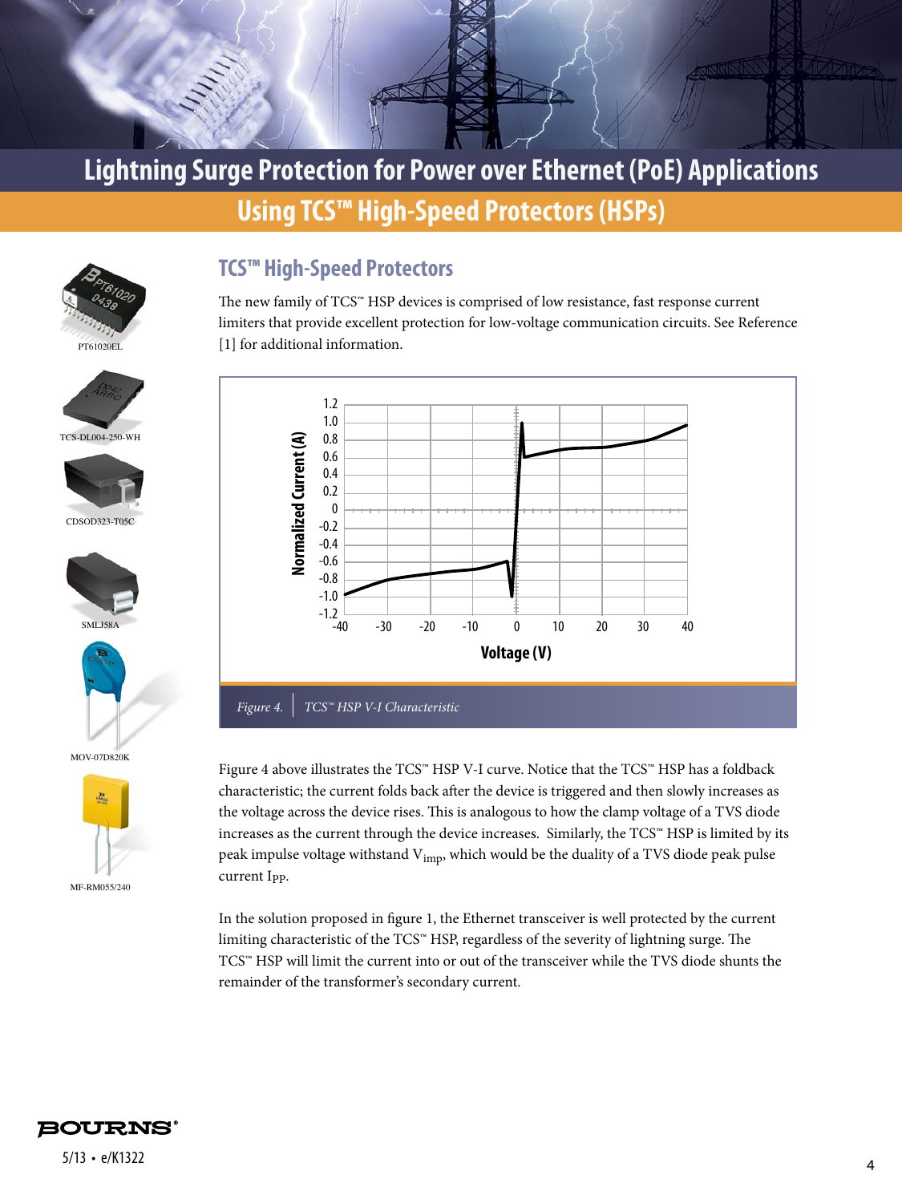# Lightning Surge Protection for Power over Ethernet (PoE) Applications

## Using TCS™ High-Speed Protectors (HSPs)

PT61020EL

TCS-DL004-250-WH

CDSOD323-T05C

SMLJ58A

MOV-07D820K

MF-RM055/240

### TCS™ High-Speed Protectors

The new family of TCS™ HSP devices is comprised of low resistance, fast response current limiters that provide excellent protection for low-voltage communication circuits. See Reference [1] for additional information.

*Figure 4. TCS™ HSP V-I Characteristic*

Figure 4 above illustrates the TCS™ HSP V-I curve. Notice that the TCS™ HSP has a foldback characteristic; the current folds back after the device is triggered and then slowly increases as the voltage across the device rises. This is analogous to how the clamp voltage of a TVS diode increases as the current through the device increases. Similarly, the TCS™ HSP is limited by its peak impulse voltage withstand $V_{imp}$, which would be the duality of a TVS diode peak pulse current $I_{PP}$.

In the solution proposed in figure 1, the Ethernet transceiver is well protected by the current limiting characteristic of the TCS™ HSP, regardless of the severity of lightning surge. The TCS™ HSP will limit the current into or out of the transceiver while the TVS diode shunts the remainder of the transformer's secondary current.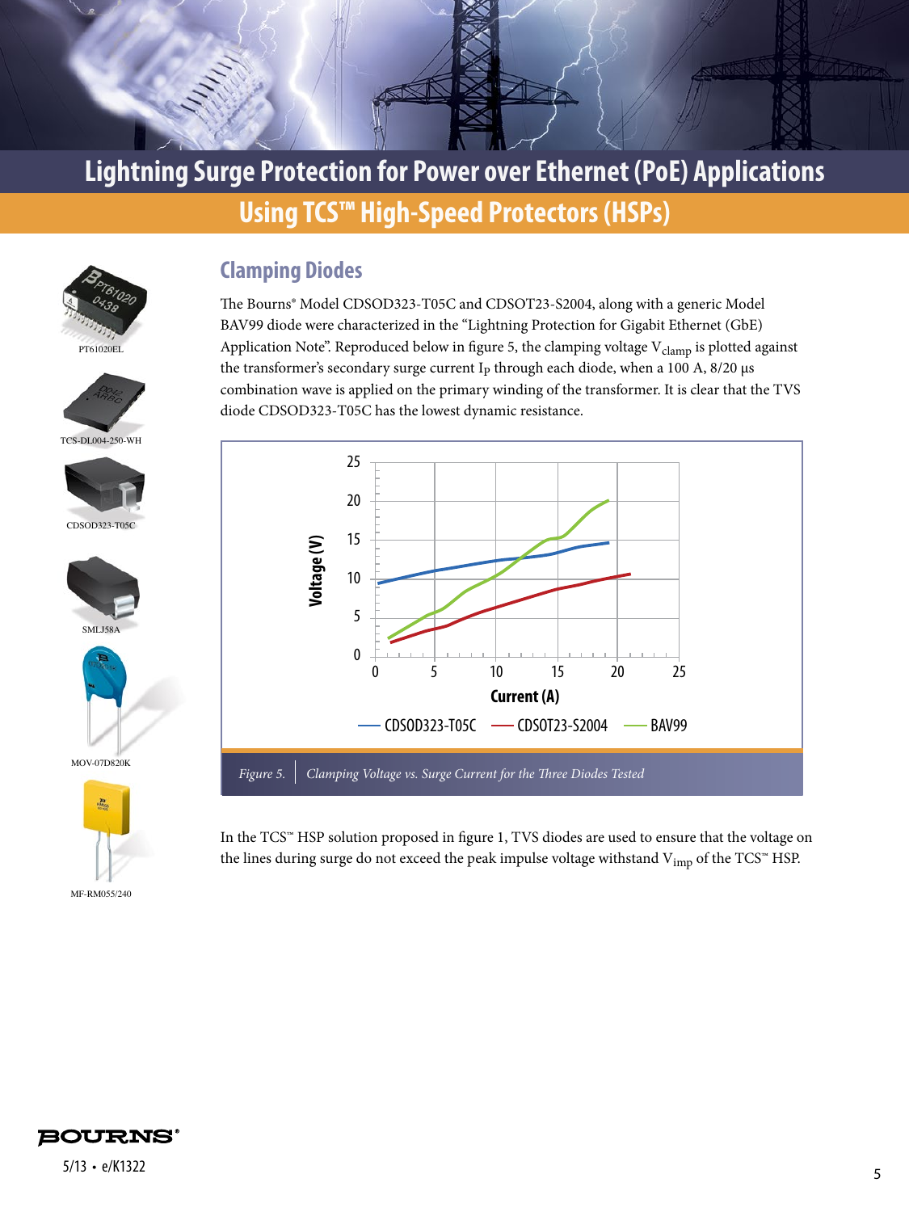# Lightning Surge Protection for Power over Ethernet (PoE) Applications Using TCS™ High-Speed Protectors (HSPs)

PT61020EL

TCS-DL004-250-WH

CDSOD323-T05C

SMLJ58A

MOV-07D820K

MF-RM055/240

## Clamping Diodes

The Bourns® Model CDSOD323-T05C and CDSOT23-S2004, along with a generic Model BAV99 diode were characterized in the "Lightning Protection for Gigabit Ethernet (GbE) Application Note". Reproduced below in figure 5, the clamping voltage $V_{clamp}$ is plotted against the transformer's secondary surge current $I_P$ through each diode, when a 100 A, 8/20 µs combination wave is applied on the primary winding of the transformer. It is clear that the TVS diode CDSOD323-T05C has the lowest dynamic resistance.

*Figure 5. Clamping Voltage vs. Surge Current for the Three Diodes Tested*

In the TCS™ HSP solution proposed in figure 1, TVS diodes are used to ensure that the voltage on the lines during surge do not exceed the peak impulse voltage withstand $V_{imp}$ of the TCS™ HSP.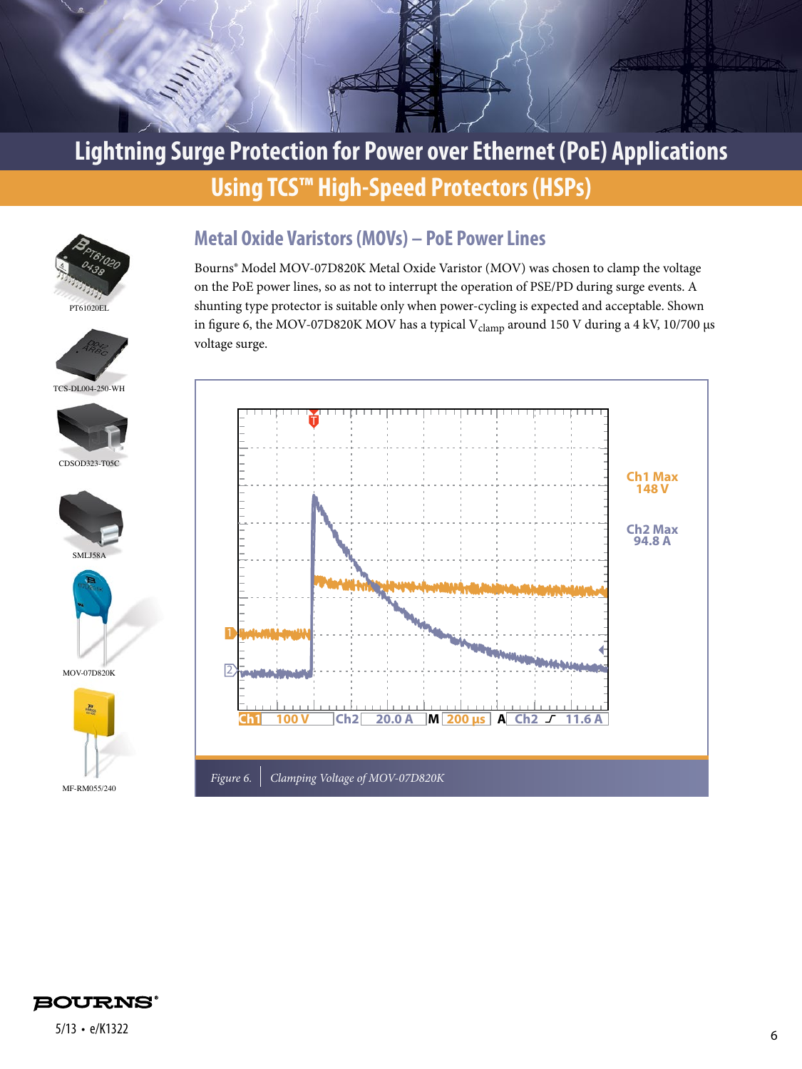# Lightning Surge Protection for Power over Ethernet (PoE) Applications

## Using TCS™ High-Speed Protectors (HSPs)

PT61020EL

TCS-DL004-250-WH

CDSOD323-T05C

SMLJ58A

MOV-07D820K

MF-RM055/240

### Metal Oxide Varistors (MOVs) – PoE Power Lines

Bourns® Model MOV-07D820K Metal Oxide Varistor (MOV) was chosen to clamp the voltage on the PoE power lines, so as not to interrupt the operation of PSE/PD during surge events. A shunting type protector is suitable only when power-cycling is expected and acceptable. Shown in figure 6, the MOV-07D820K MOV has a typical $V_{clamp}$ around 150 V during a 4 kV, 10/700 µs voltage surge.

Ch1 Max 148 V

Ch2 Max 94.8 A

Ch1 100 V Ch2 20.0 A M 200 µs A Ch2 11.6 A

*Figure 6. Clamping Voltage of MOV-07D820K*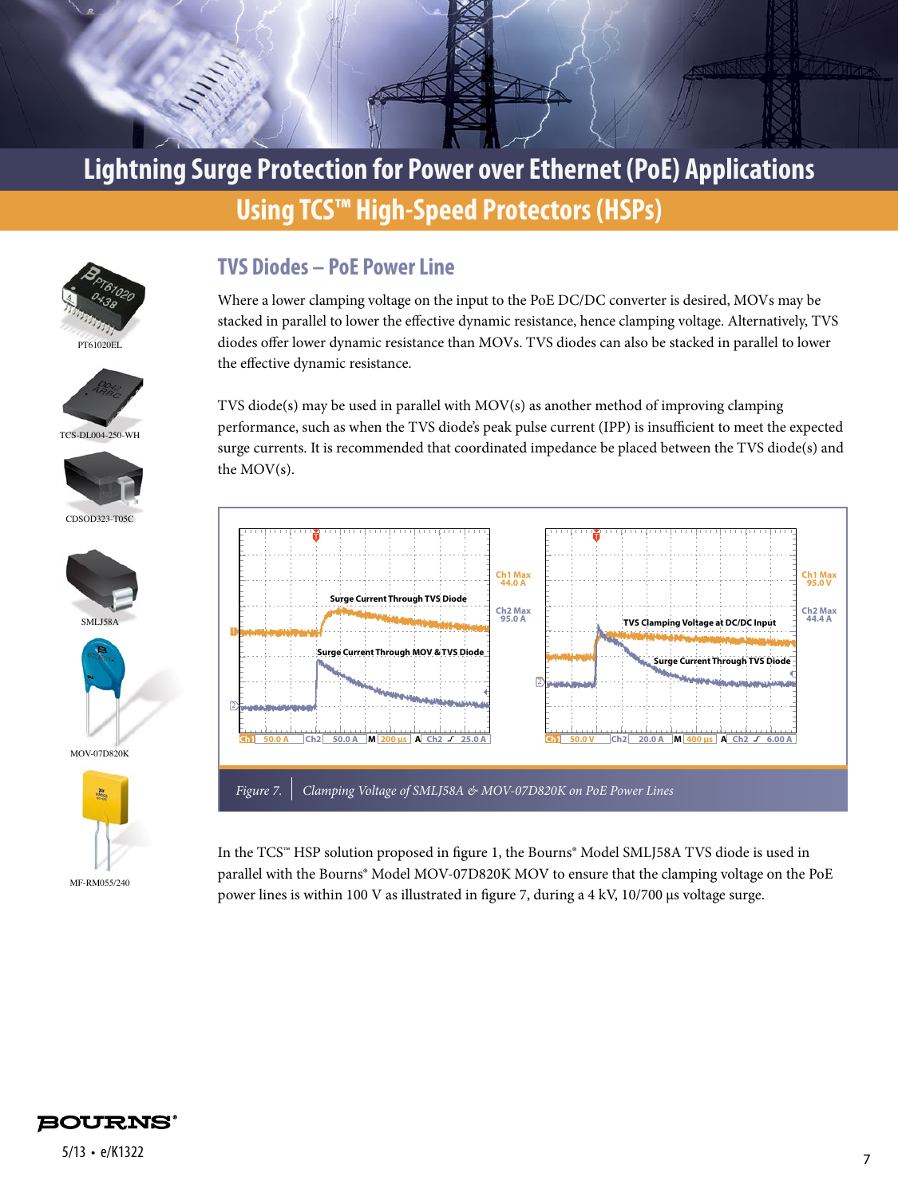# Lightning Surge Protection for Power over Ethernet (PoE) Applications Using TCS™ High-Speed Protectors (HSPs)

PT61020EL

TCS-DL004-250-WH

CDSOD323-T05C

SMLJ58A

MOV-07D820K

MF-RM055/240

## TVS Diodes – PoE Power Line

Where a lower clamping voltage on the input to the PoE DC/DC converter is desired, MOVs may be stacked in parallel to lower the effective dynamic resistance, hence clamping voltage. Alternatively, TVS diodes offer lower dynamic resistance than MOVs. TVS diodes can also be stacked in parallel to lower the effective dynamic resistance.

TVS diode(s) may be used in parallel with MOV(s) as another method of improving clamping performance, such as when the TVS diode's peak pulse current (IPP) is insufficient to meet the expected surge currents. It is recommended that coordinated impedance be placed between the TVS diode(s) and the MOV(s).

*Figure 7. Clamping Voltage of SMLJ58A & MOV-07D820K on PoE Power Lines*

In the TCS™ HSP solution proposed in figure 1, the Bourns® Model SMLJ58A TVS diode is used in parallel with the Bourns® Model MOV-07D820K MOV to ensure that the clamping voltage on the PoE power lines is within 100 V as illustrated in figure 7, during a 4 kV, 10/700 µs voltage surge.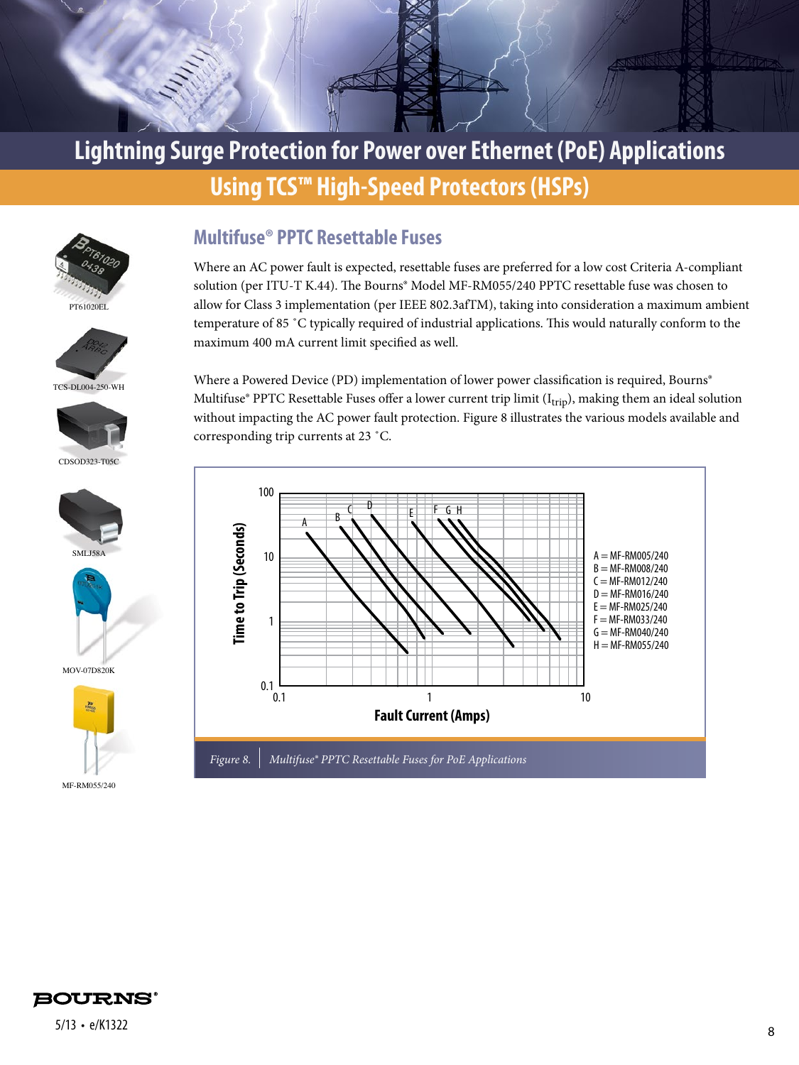# Lightning Surge Protection for Power over Ethernet (PoE) Applications Using TCS™ High-Speed Protectors (HSPs)

PT61020EL

TCS-DL004-250-WH

CDSOD323-T05C

SMLJ58A

MOV-07D820K

MF-RM055/240

## Multifuse® PPTC Resettable Fuses

Where an AC power fault is expected, resettable fuses are preferred for a low cost Criteria A-compliant solution (per ITU-T K.44). The Bourns® Model MF-RM055/240 PPTC resettable fuse was chosen to allow for Class 3 implementation (per IEEE 802.3afTM), taking into consideration a maximum ambient temperature of 85 ˚C typically required of industrial applications. This would naturally conform to the maximum 400 mA current limit specified as well.

Where a Powered Device (PD) implementation of lower power classification is required, Bourns® Multifuse® PPTC Resettable Fuses offer a lower current trip limit ($I_{trip}$), making them an ideal solution without impacting the AC power fault protection. Figure 8 illustrates the various models available and corresponding trip currents at 23 ˚C.

Time to Trip (Seconds) vs. Fault Current (Amps)

A = MF-RM005/240
B = MF-RM008/240
C = MF-RM012/240
D = MF-RM016/240
E = MF-RM025/240
F = MF-RM033/240
G = MF-RM040/240
H = MF-RM055/240

*Figure 8. Multifuse® PPTC Resettable Fuses for PoE Applications*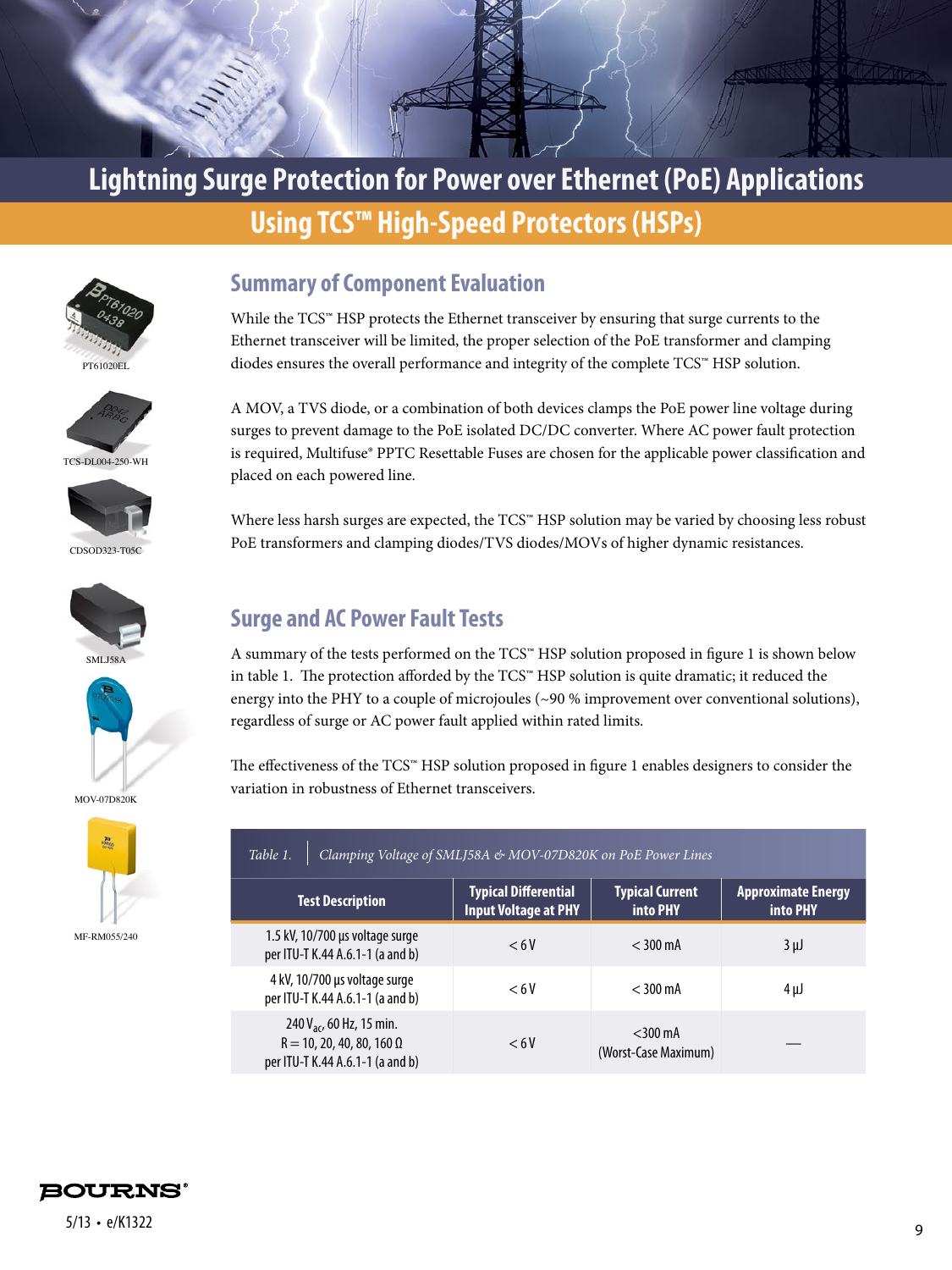# Lightning Surge Protection for Power over Ethernet (PoE) Applications Using TCS™ High-Speed Protectors (HSPs)

PT61020EL

TCS-DL004-250-WH

CDSOD323-T05C

SMLJ58A

MOV-07D820K

MF-RM055/240

## Summary of Component Evaluation

While the TCS™ HSP protects the Ethernet transceiver by ensuring that surge currents to the Ethernet transceiver will be limited, the proper selection of the PoE transformer and clamping diodes ensures the overall performance and integrity of the complete TCS™ HSP solution.

A MOV, a TVS diode, or a combination of both devices clamps the PoE power line voltage during surges to prevent damage to the PoE isolated DC/DC converter. Where AC power fault protection is required, Multifuse® PPTC Resettable Fuses are chosen for the applicable power classification and placed on each powered line.

Where less harsh surges are expected, the TCS™ HSP solution may be varied by choosing less robust PoE transformers and clamping diodes/TVS diodes/MOVs of higher dynamic resistances.

## Surge and AC Power Fault Tests

A summary of the tests performed on the TCS™ HSP solution proposed in figure 1 is shown below in table 1. The protection afforded by the TCS™ HSP solution is quite dramatic; it reduced the energy into the PHY to a couple of microjoules (~90 % improvement over conventional solutions), regardless of surge or AC power fault applied within rated limits.

The effectiveness of the TCS™ HSP solution proposed in figure 1 enables designers to consider the variation in robustness of Ethernet transceivers.

*Table 1. Clamping Voltage of SMLJ58A & MOV-07D820K on PoE Power Lines*

| Test Description | Typical Differential Input Voltage at PHY | Typical Current into PHY | Approximate Energy into PHY |
|---|---|---|---|
| 1.5 kV, 10/700 µs voltage surge per ITU-T K.44 A.6.1-1 (a and b) | < 6 V | < 300 mA | 3 µJ |
| 4 kV, 10/700 µs voltage surge per ITU-T K.44 A.6.1-1 (a and b) | < 6 V | < 300 mA | 4 µJ |
| 240 $V_{ac}$, 60 Hz, 15 min. R = 10, 20, 40, 80, 160 Ω per ITU-T K.44 A.6.1-1 (a and b) | < 6 V | <300 mA (Worst-Case Maximum) | — |

5/13 • e/K1322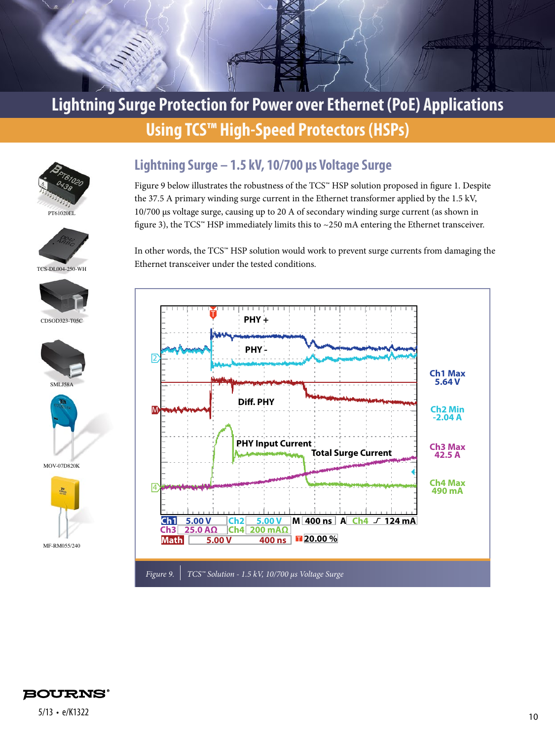# Lightning Surge Protection for Power over Ethernet (PoE) Applications

## Using TCS™ High-Speed Protectors (HSPs)

PT61020EL

TCS-DL004-250-WH

CDSOD323-T05C

SMLJ58A

MOV-07D820K

MF-RM055/240

### Lightning Surge – 1.5 kV, 10/700 µs Voltage Surge

Figure 9 below illustrates the robustness of the TCS™ HSP solution proposed in figure 1. Despite the 37.5 A primary winding surge current in the Ethernet transformer applied by the 1.5 kV, 10/700 µs voltage surge, causing up to 20 A of secondary winding surge current (as shown in figure 3), the TCS™ HSP immediately limits this to ~250 mA entering the Ethernet transceiver.

In other words, the TCS™ HSP solution would work to prevent surge currents from damaging the Ethernet transceiver under the tested conditions.

*Figure 9. TCS™ Solution - 1.5 kV, 10/700 µs Voltage Surge*

5/13 • e/K1322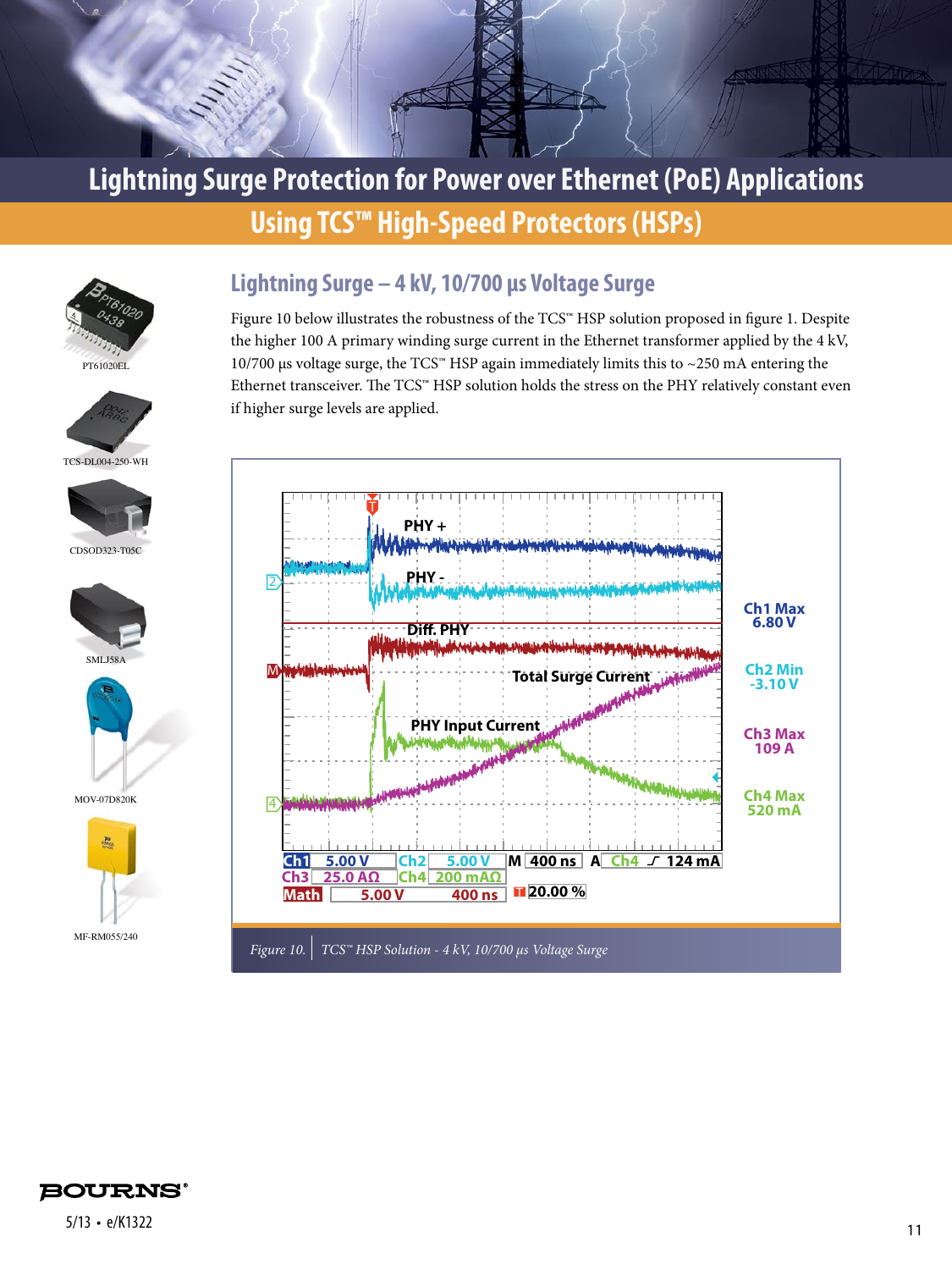# Lightning Surge Protection for Power over Ethernet (PoE) Applications Using TCS™ High-Speed Protectors (HSPs)

PT61020EL

TCS-DL004-250-WH

CDSOD323-T05C

SMLJ58A

MOV-07D820K

MF-RM055/240

## Lightning Surge – 4 kV, 10/700 µs Voltage Surge

Figure 10 below illustrates the robustness of the TCS™ HSP solution proposed in figure 1. Despite the higher 100 A primary winding surge current in the Ethernet transformer applied by the 4 kV, 10/700 µs voltage surge, the TCS™ HSP again immediately limits this to ~250 mA entering the Ethernet transceiver. The TCS™ HSP solution holds the stress on the PHY relatively constant even if higher surge levels are applied.

PHY +

PHY -

Diff. PHY

Total Surge Current

PHY Input Current

Ch1 Max 6.80 V

Ch2 Min -3.10 V

Ch3 Max 109 A

Ch4 Max 520 mA

Ch1 5.00 V Ch2 5.00 V M 400 ns A Ch4 ⨍ 124 mA

Ch3 25.0 AΩ Ch4 200 mAΩ

Math 5.00 V 400 ns T 20.00 %

*Figure 10. TCS™ HSP Solution - 4 kV, 10/700 µs Voltage Surge*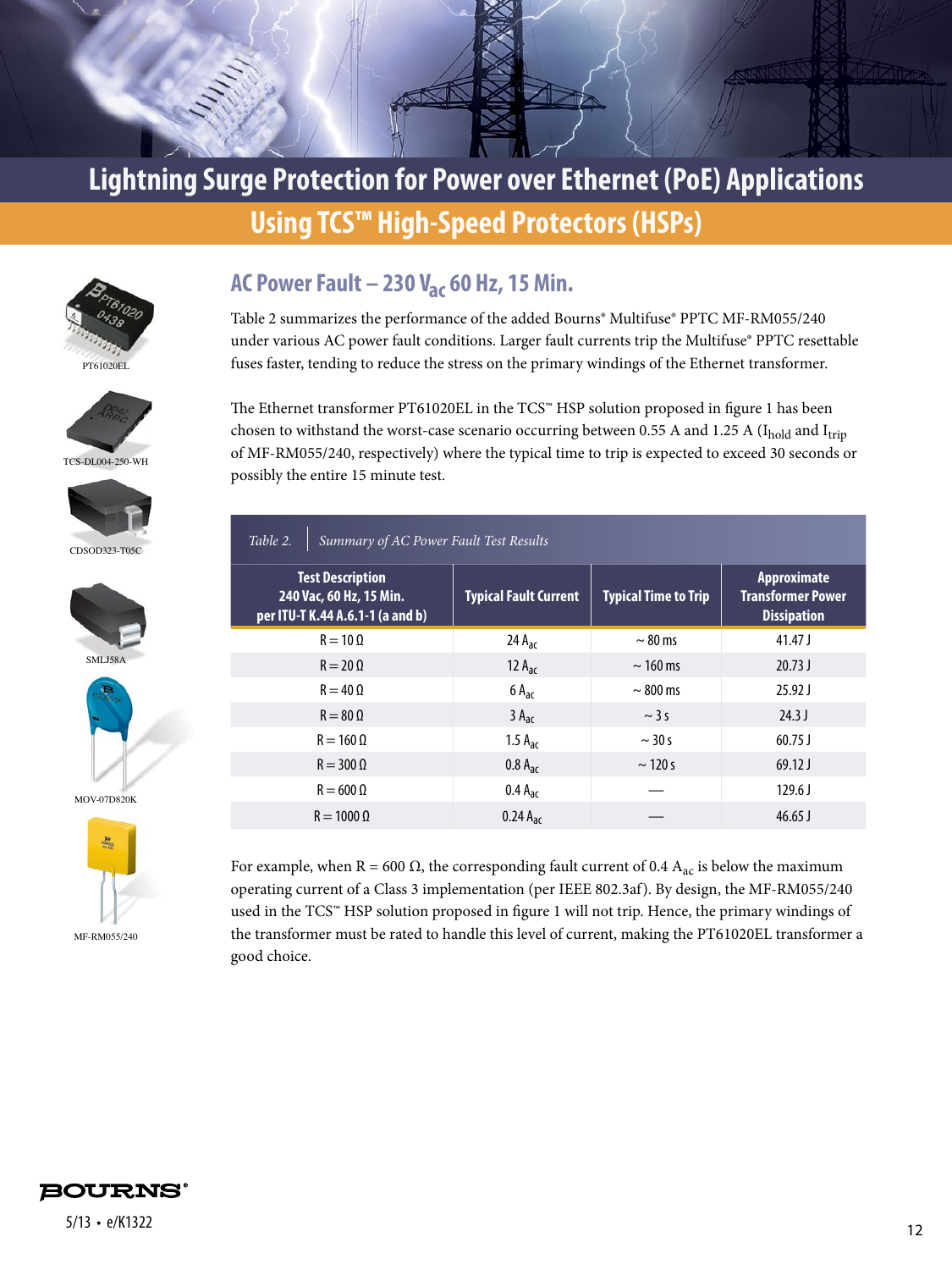# Lightning Surge Protection for Power over Ethernet (PoE) Applications Using TCS™ High-Speed Protectors (HSPs)

PT61020EL

TCS-DL004-250-WH

CDSOD323-T05C

SMLJ58A

MOV-07D820K

MF-RM055/240

## AC Power Fault – 230 $V_{ac}$ 60 Hz, 15 Min.

Table 2 summarizes the performance of the added Bourns® Multifuse® PPTC MF-RM055/240 under various AC power fault conditions. Larger fault currents trip the Multifuse® PPTC resettable fuses faster, tending to reduce the stress on the primary windings of the Ethernet transformer.

The Ethernet transformer PT61020EL in the TCS™ HSP solution proposed in figure 1 has been chosen to withstand the worst-case scenario occurring between 0.55 A and 1.25 A ($I_{hold}$ and $I_{trip}$ of MF-RM055/240, respectively) where the typical time to trip is expected to exceed 30 seconds or possibly the entire 15 minute test.

*Table 2. Summary of AC Power Fault Test Results*

| Test Description 240 Vac, 60 Hz, 15 Min. per ITU-T K.44 A.6.1-1 (a and b) | Typical Fault Current | Typical Time to Trip | Approximate Transformer Power Dissipation |
|---|---|---|---|
| R = 10 Ω | 24 $A_{ac}$ | ~ 80 ms | 41.47 J |
| R = 20 Ω | 12 $A_{ac}$ | ~ 160 ms | 20.73 J |
| R = 40 Ω | 6 $A_{ac}$ | ~ 800 ms | 25.92 J |
| R = 80 Ω | 3 $A_{ac}$ | ~ 3 s | 24.3 J |
| R = 160 Ω | 1.5 $A_{ac}$ | ~ 30 s | 60.75 J |
| R = 300 Ω | 0.8 $A_{ac}$ | ~ 120 s | 69.12 J |
| R = 600 Ω | 0.4 $A_{ac}$ | — | 129.6 J |
| R = 1000 Ω | 0.24 $A_{ac}$ | — | 46.65 J |

For example, when R = 600 Ω, the corresponding fault current of 0.4 $A_{ac}$ is below the maximum operating current of a Class 3 implementation (per IEEE 802.3af). By design, the MF-RM055/240 used in the TCS™ HSP solution proposed in figure 1 will not trip. Hence, the primary windings of the transformer must be rated to handle this level of current, making the PT61020EL transformer a good choice.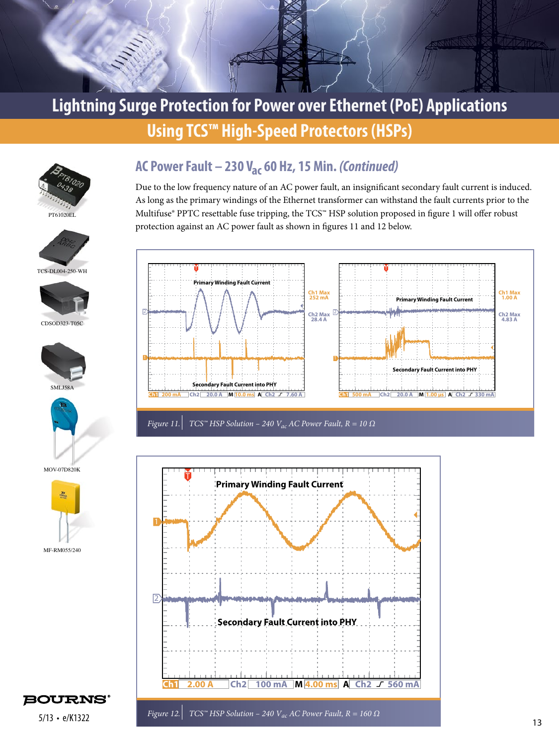## AC Power Fault – 230 $V_{ac}$ 60 Hz, 15 Min. *(Continued)*

Due to the low frequency nature of an AC power fault, an insignificant secondary fault current is induced. As long as the primary windings of the Ethernet transformer can withstand the fault currents prior to the Multifuse® PPTC resettable fuse tripping, the TCS™ HSP solution proposed in figure 1 will offer robust protection against an AC power fault as shown in figures 11 and 12 below.

*Figure 11.* TCS™ HSP Solution – 240 $V_{ac}$ AC Power Fault, R = 10 Ω

*Figure 12.* TCS™ HSP Solution – 240 $V_{ac}$ AC Power Fault, R = 160 Ω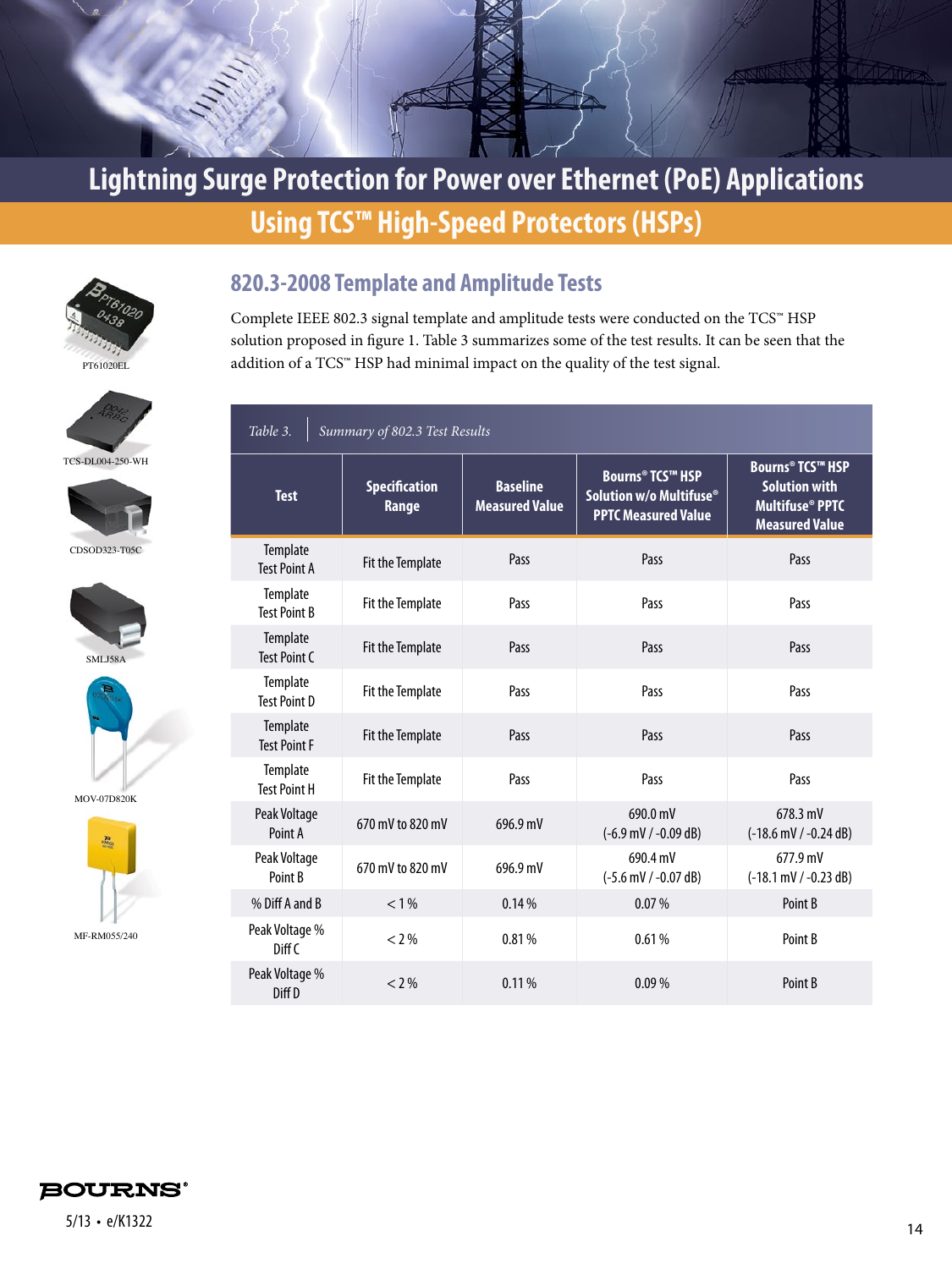# Lightning Surge Protection for Power over Ethernet (PoE) Applications

## Using TCS™ High-Speed Protectors (HSPs)

PT61020EL

TCS-DL004-250-WH

CDSOD323-T05C

SMLJ58A

MOV-07D820K

MF-RM055/240

### 820.3-2008 Template and Amplitude Tests

Complete IEEE 802.3 signal template and amplitude tests were conducted on the TCS™ HSP solution proposed in figure 1. Table 3 summarizes some of the test results. It can be seen that the addition of a TCS™ HSP had minimal impact on the quality of the test signal.

*Table 3. Summary of 802.3 Test Results*

| Test | Specification Range | Baseline Measured Value | Bourns® TCS™ HSP Solution w/o Multifuse® PPTC Measured Value | Bourns® TCS™ HSP Solution with Multifuse® PPTC Measured Value |
|---|---|---|---|---|
| Template Test Point A | Fit the Template | Pass | Pass | Pass |
| Template Test Point B | Fit the Template | Pass | Pass | Pass |
| Template Test Point C | Fit the Template | Pass | Pass | Pass |
| Template Test Point D | Fit the Template | Pass | Pass | Pass |
| Template Test Point F | Fit the Template | Pass | Pass | Pass |
| Template Test Point H | Fit the Template | Pass | Pass | Pass |
| Peak Voltage Point A | 670 mV to 820 mV | 696.9 mV | 690.0 mV (-6.9 mV / -0.09 dB) | 678.3 mV (-18.6 mV / -0.24 dB) |
| Peak Voltage Point B | 670 mV to 820 mV | 696.9 mV | 690.4 mV (-5.6 mV / -0.07 dB) | 677.9 mV (-18.1 mV / -0.23 dB) |
| % Diff A and B | < 1 % | 0.14 % | 0.07 % | Point B |
| Peak Voltage % Diff C | < 2 % | 0.81 % | 0.61 % | Point B |
| Peak Voltage % Diff D | < 2 % | 0.11 % | 0.09 % | Point B |

5/13 • e/K1322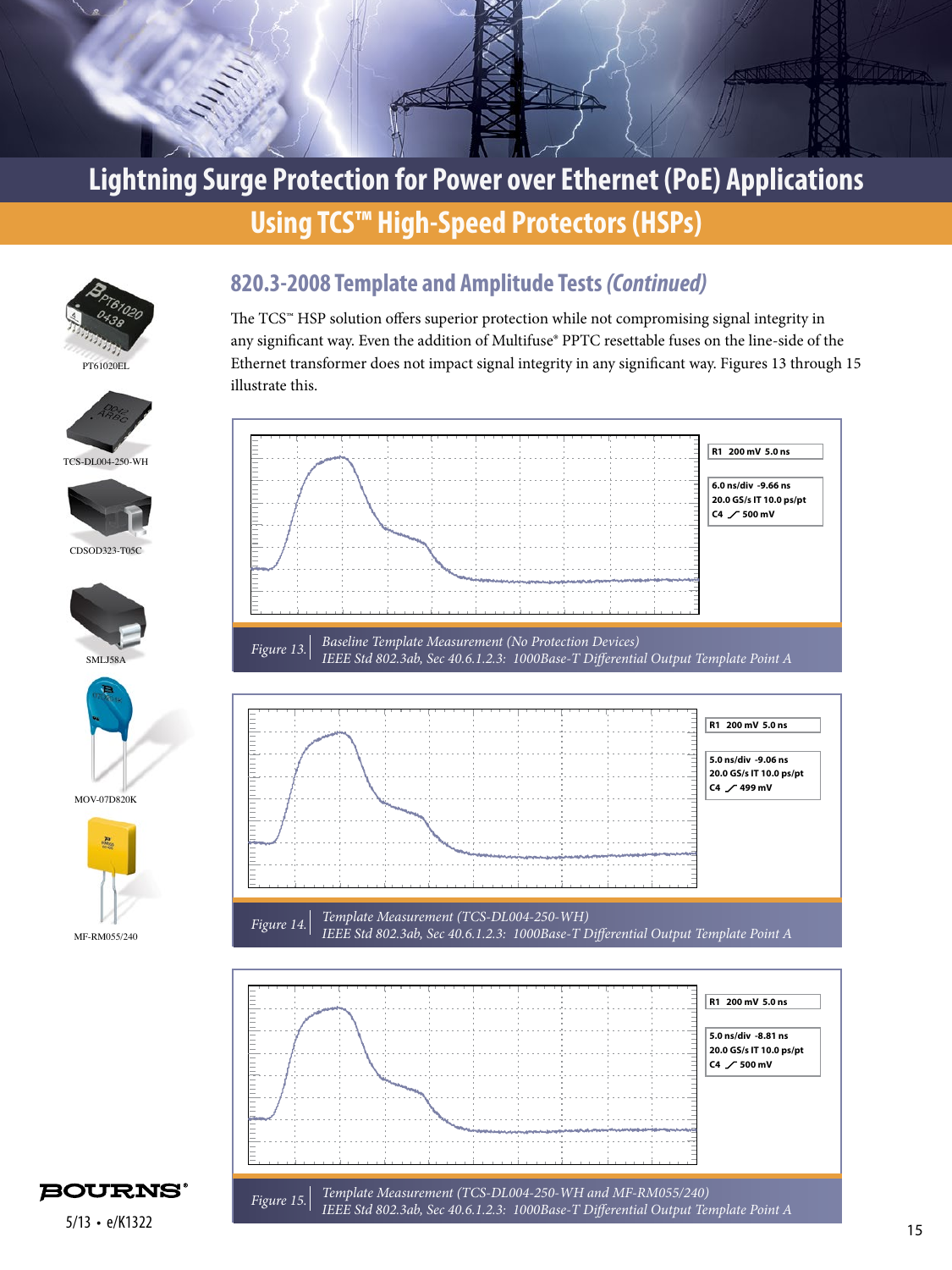## 820.3-2008 Template and Amplitude Tests *(Continued)*

The TCS™ HSP solution offers superior protection while not compromising signal integrity in any significant way. Even the addition of Multifuse® PPTC resettable fuses on the line-side of the Ethernet transformer does not impact signal integrity in any significant way. Figures 13 through 15 illustrate this.

R1 200 mV 5.0 ns

6.0 ns/div -9.66 ns
20.0 GS/s IT 10.0 ps/pt
C4 ⟋ 500 mV

*Figure 13.* *Baseline Template Measurement (No Protection Devices)*
*IEEE Std 802.3ab, Sec 40.6.1.2.3: 1000Base-T Differential Output Template Point A*

R1 200 mV 5.0 ns

5.0 ns/div -9.06 ns
20.0 GS/s IT 10.0 ps/pt
C4 ⟋ 499 mV

*Figure 14.* *Template Measurement (TCS-DL004-250-WH)*
*IEEE Std 802.3ab, Sec 40.6.1.2.3: 1000Base-T Differential Output Template Point A*

R1 200 mV 5.0 ns

5.0 ns/div -8.81 ns
20.0 GS/s IT 10.0 ps/pt
C4 ⟋ 500 mV

*Figure 15.* *Template Measurement (TCS-DL004-250-WH and MF-RM055/240)*
*IEEE Std 802.3ab, Sec 40.6.1.2.3: 1000Base-T Differential Output Template Point A*

PT61020EL

TCS-DL004-250-WH

CDSOD323-T05C

SMLJ58A

MOV-07D820K

MF-RM055/240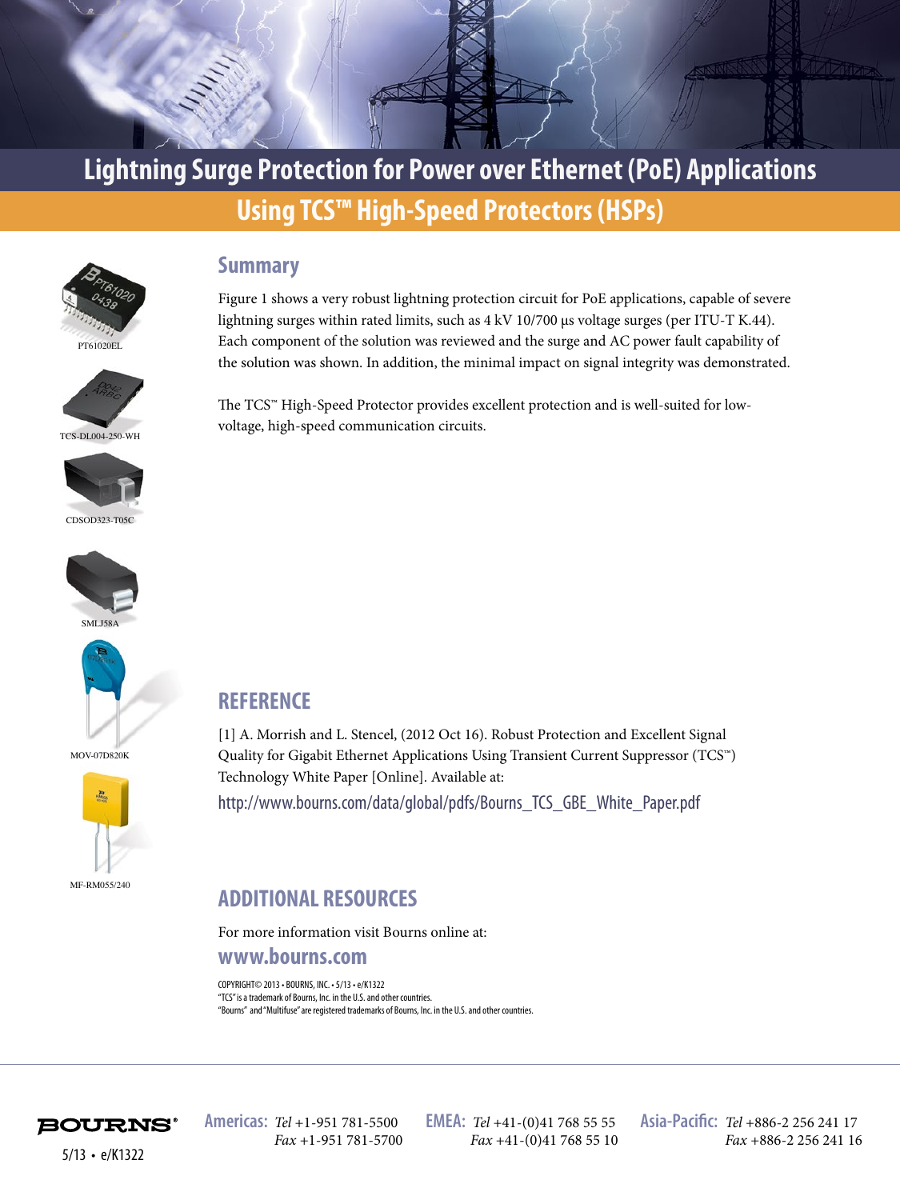# Lightning Surge Protection for Power over Ethernet (PoE) Applications

## Using TCS™ High-Speed Protectors (HSPs)

PT61020EL

TCS-DL004-250-WH

CDSOD323-T05C

SMLJ58A

MOV-07D820K

MF-RM055/240

## Summary

Figure 1 shows a very robust lightning protection circuit for PoE applications, capable of severe lightning surges within rated limits, such as 4 kV 10/700 µs voltage surges (per ITU-T K.44). Each component of the solution was reviewed and the surge and AC power fault capability of the solution was shown. In addition, the minimal impact on signal integrity was demonstrated.

The TCS™ High-Speed Protector provides excellent protection and is well-suited for low-voltage, high-speed communication circuits.

## REFERENCE

[1] A. Morrish and L. Stencel, (2012 Oct 16). Robust Protection and Excellent Signal Quality for Gigabit Ethernet Applications Using Transient Current Suppressor (TCS™) Technology White Paper [Online]. Available at:

http://www.bourns.com/data/global/pdfs/Bourns_TCS_GBE_White_Paper.pdf

## ADDITIONAL RESOURCES

For more information visit Bourns online at:

**www.bourns.com**

COPYRIGHT© 2013 • BOURNS, INC. • 5/13 • e/K1322
"TCS" is a trademark of Bourns, Inc. in the U.S. and other countries.
"Bourns" and "Multifuse" are registered trademarks of Bourns, Inc. in the U.S. and other countries.

BOURNS®

5/13 • e/K1322

**Americas:** *Tel* +1-951 781-5500 *Fax* +1-951 781-5700

**EMEA:** *Tel* +41-(0)41 768 55 55 *Fax* +41-(0)41 768 55 10

**Asia-Pacific:** *Tel* +886-2 256 241 17 *Fax* +886-2 256 241 16